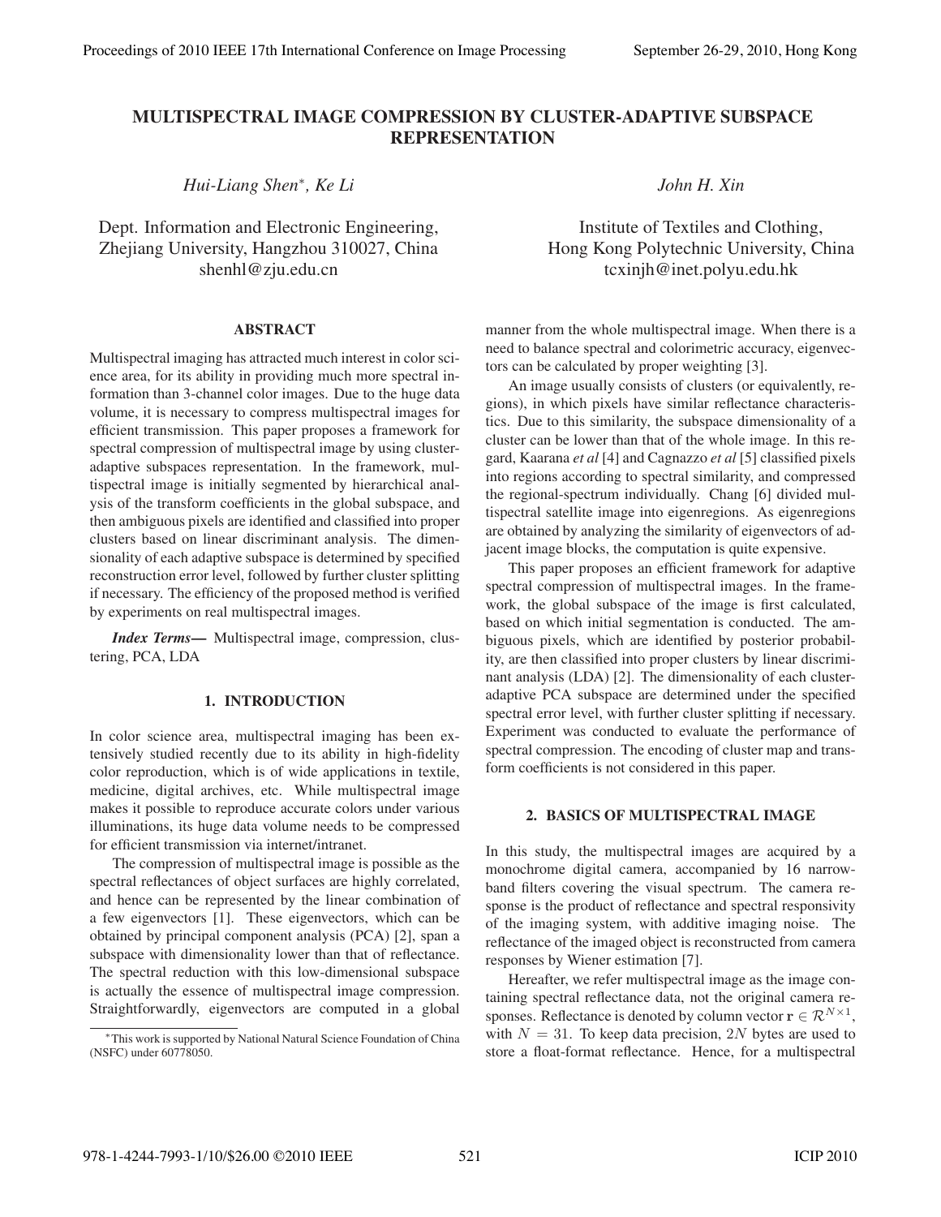# MULTISPECTRAL IMAGE COMPRESSION BY CLUSTER-ADAPTIVE SUBSPACE REPRESENTATION

*Hui-Liang Shen*, Ke Li*

Dept. Information and Electronic Engineering,
Zhejiang University, Hangzhou 310027, China
shenhl@zju.edu.cn

*John H. Xin*

Institute of Textiles and Clothing,
Hong Kong Polytechnic University, China
tcxinjh@inet.polyu.edu.hk

## ABSTRACT

Multispectral imaging has attracted much interest in color science area, for its ability in providing much more spectral information than 3-channel color images. Due to the huge data volume, it is necessary to compress multispectral images for efficient transmission. This paper proposes a framework for spectral compression of multispectral image by using cluster-adaptive subspaces representation. In the framework, multispectral image is initially segmented by hierarchical analysis of the transform coefficients in the global subspace, and then ambiguous pixels are identified and classified into proper clusters based on linear discriminant analysis. The dimensionality of each adaptive subspace is determined by specified reconstruction error level, followed by further cluster splitting if necessary. The efficiency of the proposed method is verified by experiments on real multispectral images.

***Index Terms*—** Multispectral image, compression, clustering, PCA, LDA

## 1. INTRODUCTION

In color science area, multispectral imaging has been extensively studied recently due to its ability in high-fidelity color reproduction, which is of wide applications in textile, medicine, digital archives, etc. While multispectral image makes it possible to reproduce accurate colors under various illuminations, its huge data volume needs to be compressed for efficient transmission via internet/intranet.

The compression of multispectral image is possible as the spectral reflectances of object surfaces are highly correlated, and hence can be represented by the linear combination of a few eigenvectors [1]. These eigenvectors, which can be obtained by principal component analysis (PCA) [2], span a subspace with dimensionality lower than that of reflectance. The spectral reduction with this low-dimensional subspace is actually the essence of multispectral image compression. Straightforwardly, eigenvectors are computed in a global manner from the whole multispectral image. When there is a need to balance spectral and colorimetric accuracy, eigenvectors can be calculated by proper weighting [3].

An image usually consists of clusters (or equivalently, regions), in which pixels have similar reflectance characteristics. Due to this similarity, the subspace dimensionality of a cluster can be lower than that of the whole image. In this regard, Kaarana *et al* [4] and Cagnazzo *et al* [5] classified pixels into regions according to spectral similarity, and compressed the regional-spectrum individually. Chang [6] divided multispectral satellite image into eigenregions. As eigenregions are obtained by analyzing the similarity of eigenvectors of adjacent image blocks, the computation is quite expensive.

This paper proposes an efficient framework for adaptive spectral compression of multispectral images. In the framework, the global subspace of the image is first calculated, based on which initial segmentation is conducted. The ambiguous pixels, which are identified by posterior probability, are then classified into proper clusters by linear discriminant analysis (LDA) [2]. The dimensionality of each cluster-adaptive PCA subspace are determined under the specified spectral error level, with further cluster splitting if necessary. Experiment was conducted to evaluate the performance of spectral compression. The encoding of cluster map and transform coefficients is not considered in this paper.

## 2. BASICS OF MULTISPECTRAL IMAGE

In this study, the multispectral images are acquired by a monochrome digital camera, accompanied by 16 narrow-band filters covering the visual spectrum. The camera response is the product of reflectance and spectral responsivity of the imaging system, with additive imaging noise. The reflectance of the imaged object is reconstructed from camera responses by Wiener estimation [7].

Hereafter, we refer multispectral image as the image containing spectral reflectance data, not the original camera responses. Reflectance is denoted by column vector $\mathbf{r} \in \mathcal{R}^{N \times 1}$, with $N = 31$. To keep data precision, $2N$ bytes are used to store a float-format reflectance. Hence, for a multispectral

*This work is supported by National Natural Science Foundation of China (NSFC) under 60778050.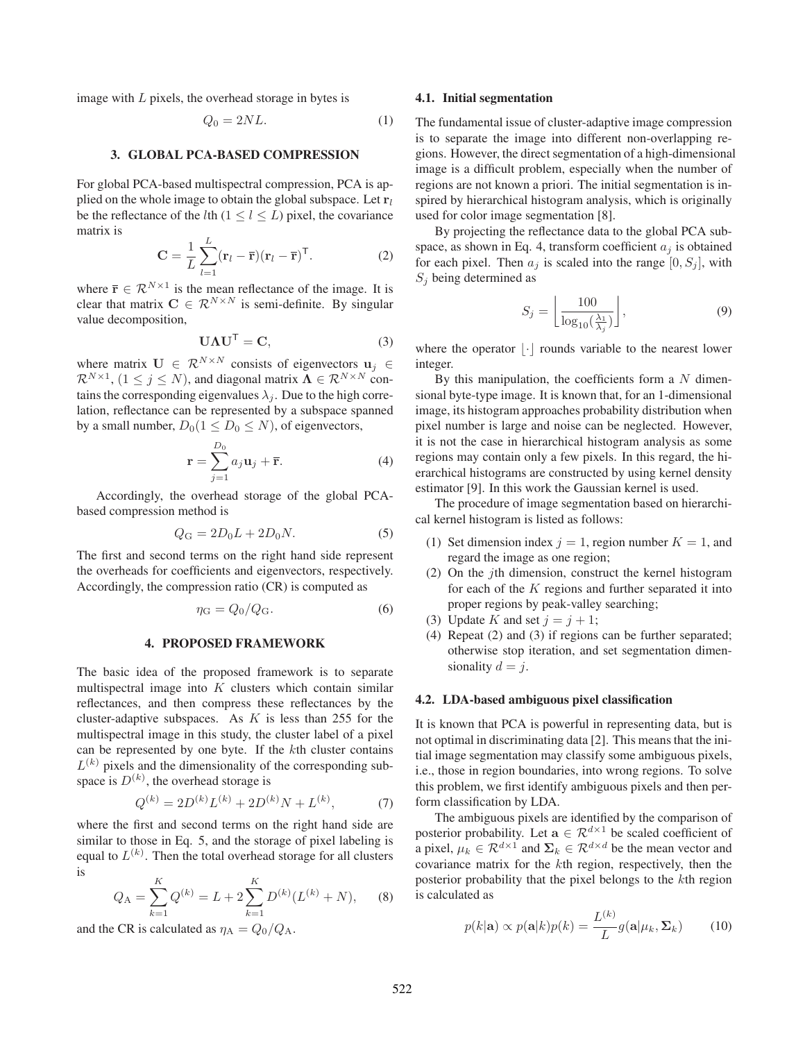image with $L$ pixels, the overhead storage in bytes is

$$Q_0 = 2NL. \tag{1}$$

### 3. GLOBAL PCA-BASED COMPRESSION

For global PCA-based multispectral compression, PCA is applied on the whole image to obtain the global subspace. Let $\mathbf{r}_l$ be the reflectance of the $l$th $(1 \leq l \leq L)$ pixel, the covariance matrix is

$$\mathbf{C} = \frac{1}{L}\sum_{l=1}^{L}(\mathbf{r}_l - \bar{\mathbf{r}})(\mathbf{r}_l - \bar{\mathbf{r}})^{\mathsf{T}}. \tag{2}$$

where $\bar{\mathbf{r}} \in \mathcal{R}^{N\times 1}$ is the mean reflectance of the image. It is clear that matrix $\mathbf{C} \in \mathcal{R}^{N\times N}$ is semi-definite. By singular value decomposition,

$$\mathbf{U}\mathbf{\Lambda}\mathbf{U}^{\mathsf{T}} = \mathbf{C}, \tag{3}$$

where matrix $\mathbf{U} \in \mathcal{R}^{N\times N}$ consists of eigenvectors $\mathbf{u}_j \in \mathcal{R}^{N\times 1}$, $(1 \leq j \leq N)$, and diagonal matrix $\mathbf{\Lambda} \in \mathcal{R}^{N\times N}$ contains the corresponding eigenvalues $\lambda_j$. Due to the high correlation, reflectance can be represented by a subspace spanned by a small number, $D_0 (1 \leq D_0 \leq N)$, of eigenvectors,

$$\mathbf{r} = \sum_{j=1}^{D_0} a_j \mathbf{u}_j + \bar{\mathbf{r}}. \tag{4}$$

Accordingly, the overhead storage of the global PCA-based compression method is

$$Q_{\mathrm{G}} = 2D_0 L + 2D_0 N. \tag{5}$$

The first and second terms on the right hand side represent the overheads for coefficients and eigenvectors, respectively. Accordingly, the compression ratio (CR) is computed as

$$\eta_{\mathrm{G}} = Q_0 / Q_{\mathrm{G}}. \tag{6}$$

### 4. PROPOSED FRAMEWORK

The basic idea of the proposed framework is to separate multispectral image into $K$ clusters which contain similar reflectances, and then compress these reflectances by the cluster-adaptive subspaces. As $K$ is less than 255 for the multispectral image in this study, the cluster label of a pixel can be represented by one byte. If the $k$th cluster contains $L^{(k)}$ pixels and the dimensionality of the corresponding subspace is $D^{(k)}$, the overhead storage is

$$Q^{(k)} = 2D^{(k)}L^{(k)} + 2D^{(k)}N + L^{(k)}, \tag{7}$$

where the first and second terms on the right hand side are similar to those in Eq. 5, and the storage of pixel labeling is equal to $L^{(k)}$. Then the total overhead storage for all clusters is

$$Q_{\mathrm{A}} = \sum_{k=1}^{K} Q^{(k)} = L + 2\sum_{k=1}^{K} D^{(k)}(L^{(k)} + N), \tag{8}$$

and the CR is calculated as $\eta_{\mathrm{A}} = Q_0 / Q_{\mathrm{A}}$.

#### 4.1. Initial segmentation

The fundamental issue of cluster-adaptive image compression is to separate the image into different non-overlapping regions. However, the direct segmentation of a high-dimensional image is a difficult problem, especially when the number of regions are not known a priori. The initial segmentation is inspired by hierarchical histogram analysis, which is originally used for color image segmentation [8].

By projecting the reflectance data to the global PCA subspace, as shown in Eq. 4, transform coefficient $a_j$ is obtained for each pixel. Then $a_j$ is scaled into the range $[0, S_j]$, with $S_j$ being determined as

$$S_j = \left\lfloor \frac{100}{\log_{10}(\frac{\lambda_1}{\lambda_j})} \right\rfloor, \tag{9}$$

where the operator $\lfloor \cdot \rfloor$ rounds variable to the nearest lower integer.

By this manipulation, the coefficients form a $N$ dimensional byte-type image. It is known that, for an 1-dimensional image, its histogram approaches probability distribution when pixel number is large and noise can be neglected. However, it is not the case in hierarchical histogram analysis as some regions may contain only a few pixels. In this regard, the hierarchical histograms are constructed by using kernel density estimator [9]. In this work the Gaussian kernel is used.

The procedure of image segmentation based on hierarchical kernel histogram is listed as follows:

(1) Set dimension index $j = 1$, region number $K = 1$, and regard the image as one region;

(2) On the $j$th dimension, construct the kernel histogram for each of the $K$ regions and further separated it into proper regions by peak-valley searching;

(3) Update $K$ and set $j = j + 1$;

(4) Repeat (2) and (3) if regions can be further separated; otherwise stop iteration, and set segmentation dimensionality $d = j$.

#### 4.2. LDA-based ambiguous pixel classification

It is known that PCA is powerful in representing data, but is not optimal in discriminating data [2]. This means that the initial image segmentation may classify some ambiguous pixels, i.e., those in region boundaries, into wrong regions. To solve this problem, we first identify ambiguous pixels and then perform classification by LDA.

The ambiguous pixels are identified by the comparison of posterior probability. Let $\mathbf{a} \in \mathcal{R}^{d\times 1}$ be scaled coefficient of a pixel, $\mu_k \in \mathcal{R}^{d\times 1}$ and $\mathbf{\Sigma}_k \in \mathcal{R}^{d\times d}$ be the mean vector and covariance matrix for the $k$th region, respectively, then the posterior probability that the pixel belongs to the $k$th region is calculated as

$$p(k|\mathbf{a}) \propto p(\mathbf{a}|k)p(k) = \frac{L^{(k)}}{L} g(\mathbf{a}|\mu_k, \mathbf{\Sigma}_k) \tag{10}$$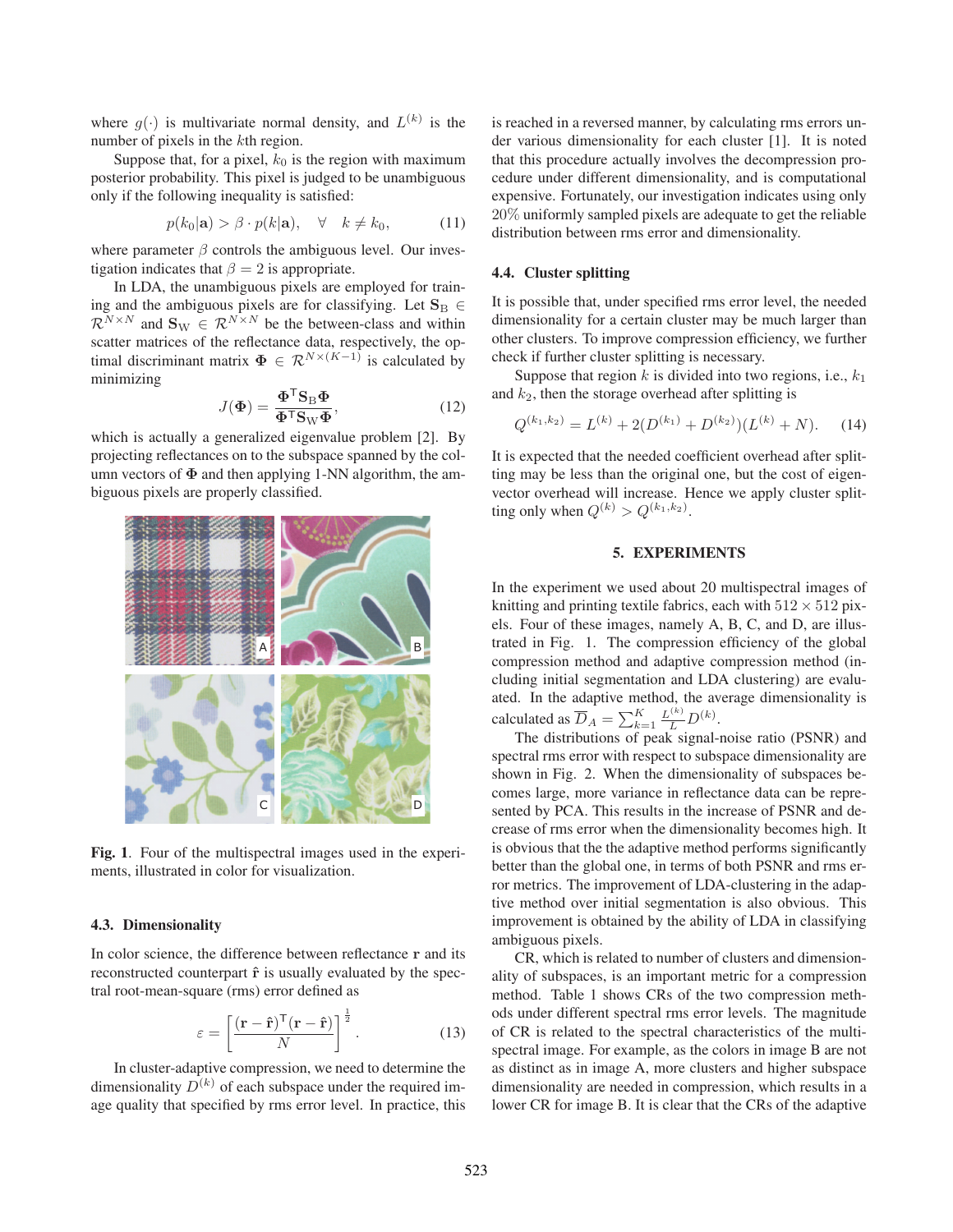where $g(\cdot)$ is multivariate normal density, and $L^{(k)}$ is the number of pixels in the $k$th region.

Suppose that, for a pixel, $k_0$ is the region with maximum posterior probability. This pixel is judged to be unambiguous only if the following inequality is satisfied:

$$p(k_0|\mathbf{a}) > \beta \cdot p(k|\mathbf{a}), \quad \forall \quad k \neq k_0, \tag{11}$$

where parameter $\beta$ controls the ambiguous level. Our investigation indicates that $\beta = 2$ is appropriate.

In LDA, the unambiguous pixels are employed for training and the ambiguous pixels are for classifying. Let $\mathbf{S}_\text{B} \in \mathcal{R}^{N\times N}$ and $\mathbf{S}_\text{W} \in \mathcal{R}^{N\times N}$ be the between-class and within scatter matrices of the reflectance data, respectively, the optimal discriminant matrix $\mathbf{\Phi} \in \mathcal{R}^{N\times(K-1)}$ is calculated by minimizing

$$J(\mathbf{\Phi}) = \frac{\mathbf{\Phi}^\mathsf{T}\mathbf{S}_\text{B}\mathbf{\Phi}}{\mathbf{\Phi}^\mathsf{T}\mathbf{S}_\text{W}\mathbf{\Phi}}, \tag{12}$$

which is actually a generalized eigenvalue problem [2]. By projecting reflectances on to the subspace spanned by the column vectors of $\mathbf{\Phi}$ and then applying 1-NN algorithm, the ambiguous pixels are properly classified.

**Fig. 1**. Four of the multispectral images used in the experiments, illustrated in color for visualization.

### 4.3. Dimensionality

In color science, the difference between reflectance $\mathbf{r}$ and its reconstructed counterpart $\hat{\mathbf{r}}$ is usually evaluated by the spectral root-mean-square (rms) error defined as

$$\varepsilon = \left[\frac{(\mathbf{r}-\hat{\mathbf{r}})^\mathsf{T}(\mathbf{r}-\hat{\mathbf{r}})}{N}\right]^{\frac{1}{2}}. \tag{13}$$

In cluster-adaptive compression, we need to determine the dimensionality $D^{(k)}$ of each subspace under the required image quality that specified by rms error level. In practice, this is reached in a reversed manner, by calculating rms errors under various dimensionality for each cluster [1]. It is noted that this procedure actually involves the decompression procedure under different dimensionality, and is computational expensive. Fortunately, our investigation indicates using only $20\%$ uniformly sampled pixels are adequate to get the reliable distribution between rms error and dimensionality.

### 4.4. Cluster splitting

It is possible that, under specified rms error level, the needed dimensionality for a certain cluster may be much larger than other clusters. To improve compression efficiency, we further check if further cluster splitting is necessary.

Suppose that region $k$ is divided into two regions, i.e., $k_1$ and $k_2$, then the storage overhead after splitting is

$$Q^{(k_1,k_2)} = L^{(k)} + 2(D^{(k_1)} + D^{(k_2)})(L^{(k)} + N). \tag{14}$$

It is expected that the needed coefficient overhead after splitting may be less than the original one, but the cost of eigenvector overhead will increase. Hence we apply cluster splitting only when $Q^{(k)} > Q^{(k_1,k_2)}$.

## 5. EXPERIMENTS

In the experiment we used about 20 multispectral images of knitting and printing textile fabrics, each with $512 \times 512$ pixels. Four of these images, namely A, B, C, and D, are illustrated in Fig. 1. The compression efficiency of the global compression method and adaptive compression method (including initial segmentation and LDA clustering) are evaluated. In the adaptive method, the average dimensionality is calculated as $\overline{D}_A = \sum_{k=1}^{K} \frac{L^{(k)}}{L} D^{(k)}$.

The distributions of peak signal-noise ratio (PSNR) and spectral rms error with respect to subspace dimensionality are shown in Fig. 2. When the dimensionality of subspaces becomes large, more variance in reflectance data can be represented by PCA. This results in the increase of PSNR and decrease of rms error when the dimensionality becomes high. It is obvious that the the adaptive method performs significantly better than the global one, in terms of both PSNR and rms error metrics. The improvement of LDA-clustering in the adaptive method over initial segmentation is also obvious. This improvement is obtained by the ability of LDA in classifying ambiguous pixels.

CR, which is related to number of clusters and dimensionality of subspaces, is an important metric for a compression method. Table 1 shows CRs of the two compression methods under different spectral rms error levels. The magnitude of CR is related to the spectral characteristics of the multispectral image. For example, as the colors in image B are not as distinct as in image A, more clusters and higher subspace dimensionality are needed in compression, which results in a lower CR for image B. It is clear that the CRs of the adaptive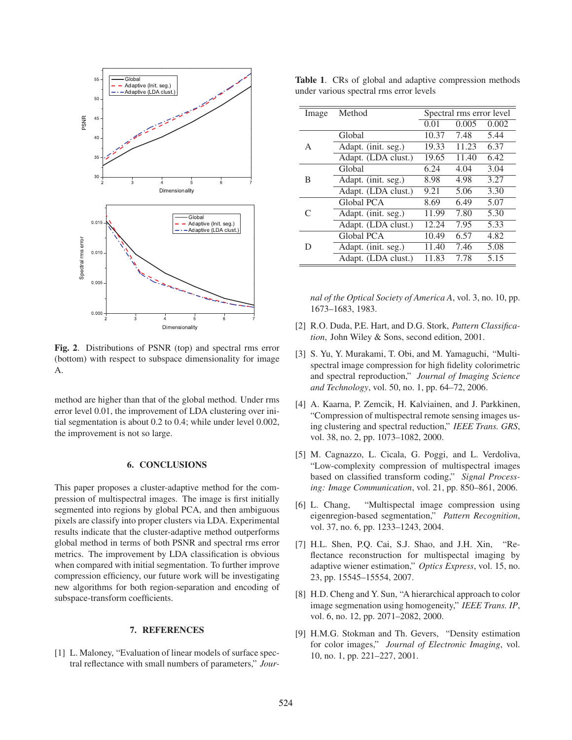PSNR

55
50
45
40
35
30

Global
Adaptive (Init. seg.)
Adaptive (LDA clust.)

2 3 4 5 6 7

Dimensionality

Spectral rms error

0.015
0.010
0.005
0.000

Global
Adaptive (Init. seg.)
Adaptive (LDA clust.)

2 3 4 5 6 7

Dimensionality

**Fig. 2**. Distributions of PSNR (top) and spectral rms error (bottom) with respect to subspace dimensionality for image A.

method are higher than that of the global method. Under rms error level 0.01, the improvement of LDA clustering over initial segmentation is about 0.2 to 0.4; while under level 0.002, the improvement is not so large.

## 6. CONCLUSIONS

This paper proposes a cluster-adaptive method for the compression of multispectral images. The image is first initially segmented into regions by global PCA, and then ambiguous pixels are classify into proper clusters via LDA. Experimental results indicate that the cluster-adaptive method outperforms global method in terms of both PSNR and spectral rms error metrics. The improvement by LDA classification is obvious when compared with initial segmentation. To further improve compression efficiency, our future work will be investigating new algorithms for both region-separation and encoding of subspace-transform coefficients.

## 7. REFERENCES

[1] L. Maloney, "Evaluation of linear models of surface spectral reflectance with small numbers of parameters," *Journal of the Optical Society of America A*, vol. 3, no. 10, pp. 1673–1683, 1983.

[2] R.O. Duda, P.E. Hart, and D.G. Stork, *Pattern Classification*, John Wiley & Sons, second edition, 2001.

[3] S. Yu, Y. Murakami, T. Obi, and M. Yamaguchi, "Multispectral image compression for high fidelity colorimetric and spectral reproduction," *Journal of Imaging Science and Technology*, vol. 50, no. 1, pp. 64–72, 2006.

[4] A. Kaarna, P. Zemcik, H. Kalviainen, and J. Parkkinen, "Compression of multispectral remote sensing images using clustering and spectral reduction," *IEEE Trans. GRS*, vol. 38, no. 2, pp. 1073–1082, 2000.

[5] M. Cagnazzo, L. Cicala, G. Poggi, and L. Verdoliva, "Low-complexity compression of multispectral images based on classified transform coding," *Signal Processing: Image Communication*, vol. 21, pp. 850–861, 2006.

[6] L. Chang, "Multispectral image compression using eigenregion-based segmentation," *Pattern Recognition*, vol. 37, no. 6, pp. 1233–1243, 2004.

[7] H.L. Shen, P.Q. Cai, S.J. Shao, and J.H. Xin, "Reflectance reconstruction for multispectral imaging by adaptive wiener estimation," *Optics Express*, vol. 15, no. 23, pp. 15545–15554, 2007.

[8] H.D. Cheng and Y. Sun, "A hierarchical approach to color image segmenation using homogeneity," *IEEE Trans. IP*, vol. 6, no. 12, pp. 2071–2082, 2000.

[9] H.M.G. Stokman and Th. Gevers, "Density estimation for color images," *Journal of Electronic Imaging*, vol. 10, no. 1, pp. 221–227, 2001.

**Table 1**. CRs of global and adaptive compression methods under various spectral rms error levels

| Image | Method | Spectral rms error level | | |
|---|---|---|---|---|
| | | 0.01 | 0.005 | 0.002 |
| A | Global | 10.37 | 7.48 | 5.44 |
| | Adapt. (init. seg.) | 19.33 | 11.23 | 6.37 |
| | Adapt. (LDA clust.) | 19.65 | 11.40 | 6.42 |
| B | Global | 6.24 | 4.04 | 3.04 |
| | Adapt. (init. seg.) | 8.98 | 4.98 | 3.27 |
| | Adapt. (LDA clust.) | 9.21 | 5.06 | 3.30 |
| C | Global PCA | 8.69 | 6.49 | 5.07 |
| | Adapt. (init. seg.) | 11.99 | 7.80 | 5.30 |
| | Adapt. (LDA clust.) | 12.24 | 7.95 | 5.33 |
| D | Global PCA | 10.49 | 6.57 | 4.82 |
| | Adapt. (init. seg.) | 11.40 | 7.46 | 5.08 |
| | Adapt. (LDA clust.) | 11.83 | 7.78 | 5.15 |